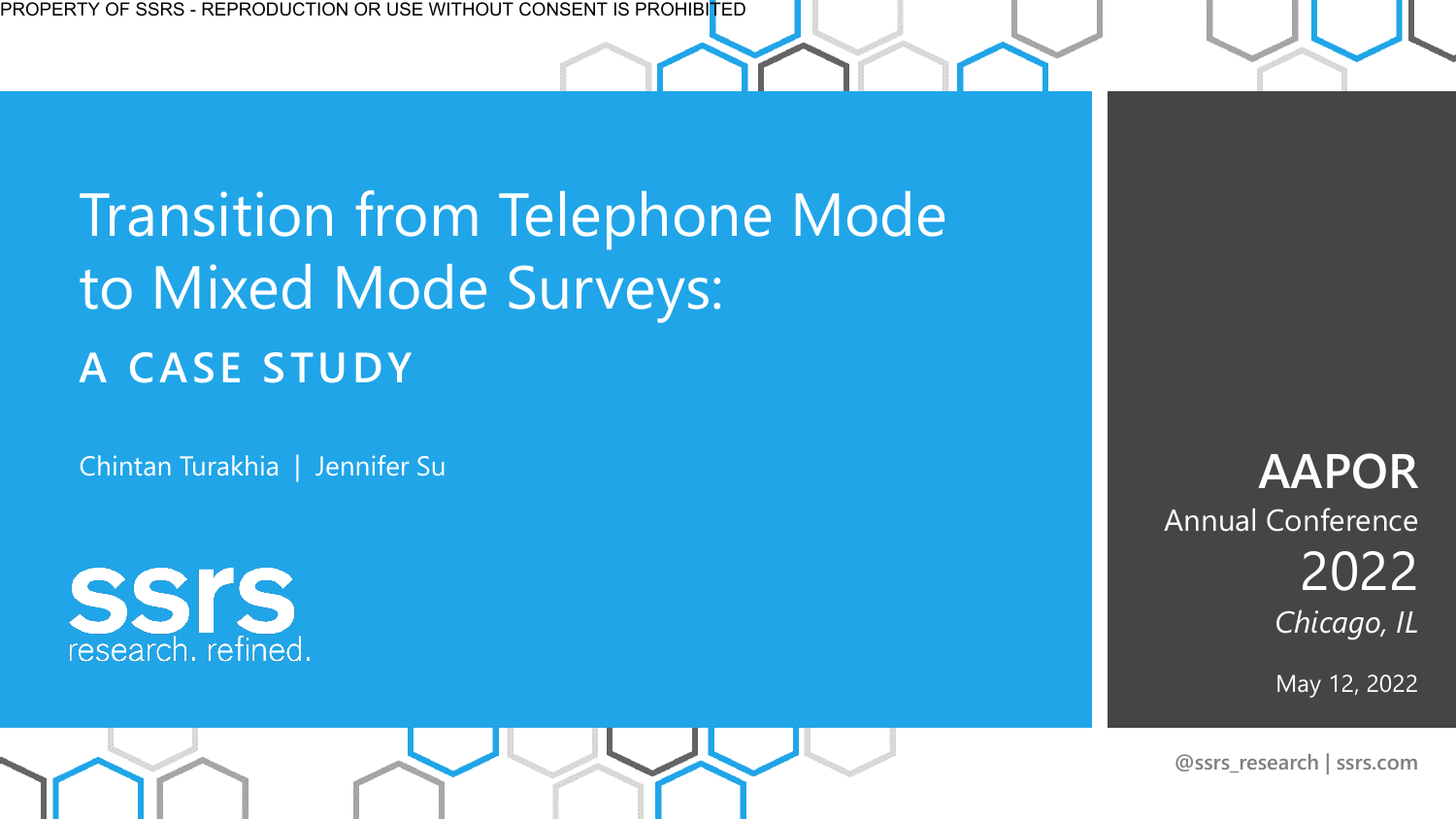PROPERTY OF SSRS - REPRODUCTION OR USE WITHOUT CONSENT IS PROHIBITED

# Transition from Telephone Mode to Mixed Mode Surveys:

## A CASE STUDY

Chintan Turakhia | Jennifer Su

ssrs
research. refined.

**AAPOR**
Annual Conference
2022
*Chicago, IL*

May 12, 2022

@ssrs_research | ssrs.com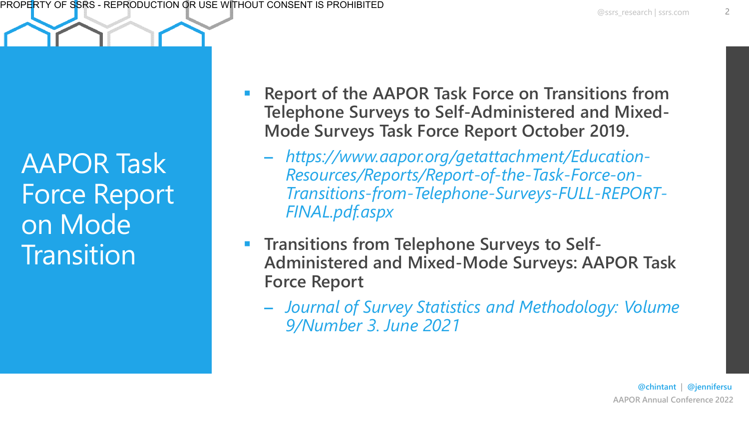# AAPOR Task Force Report on Mode Transition

- **Report of the AAPOR Task Force on Transitions from Telephone Surveys to Self-Administered and Mixed-Mode Surveys Task Force Report October 2019.**
  - *https://www.aapor.org/getattachment/Education-Resources/Reports/Report-of-the-Task-Force-on-Transitions-from-Telephone-Surveys-FULL-REPORT-FINAL.pdf.aspx*
- **Transitions from Telephone Surveys to Self-Administered and Mixed-Mode Surveys: AAPOR Task Force Report**
  - *Journal of Survey Statistics and Methodology: Volume 9/Number 3. June 2021*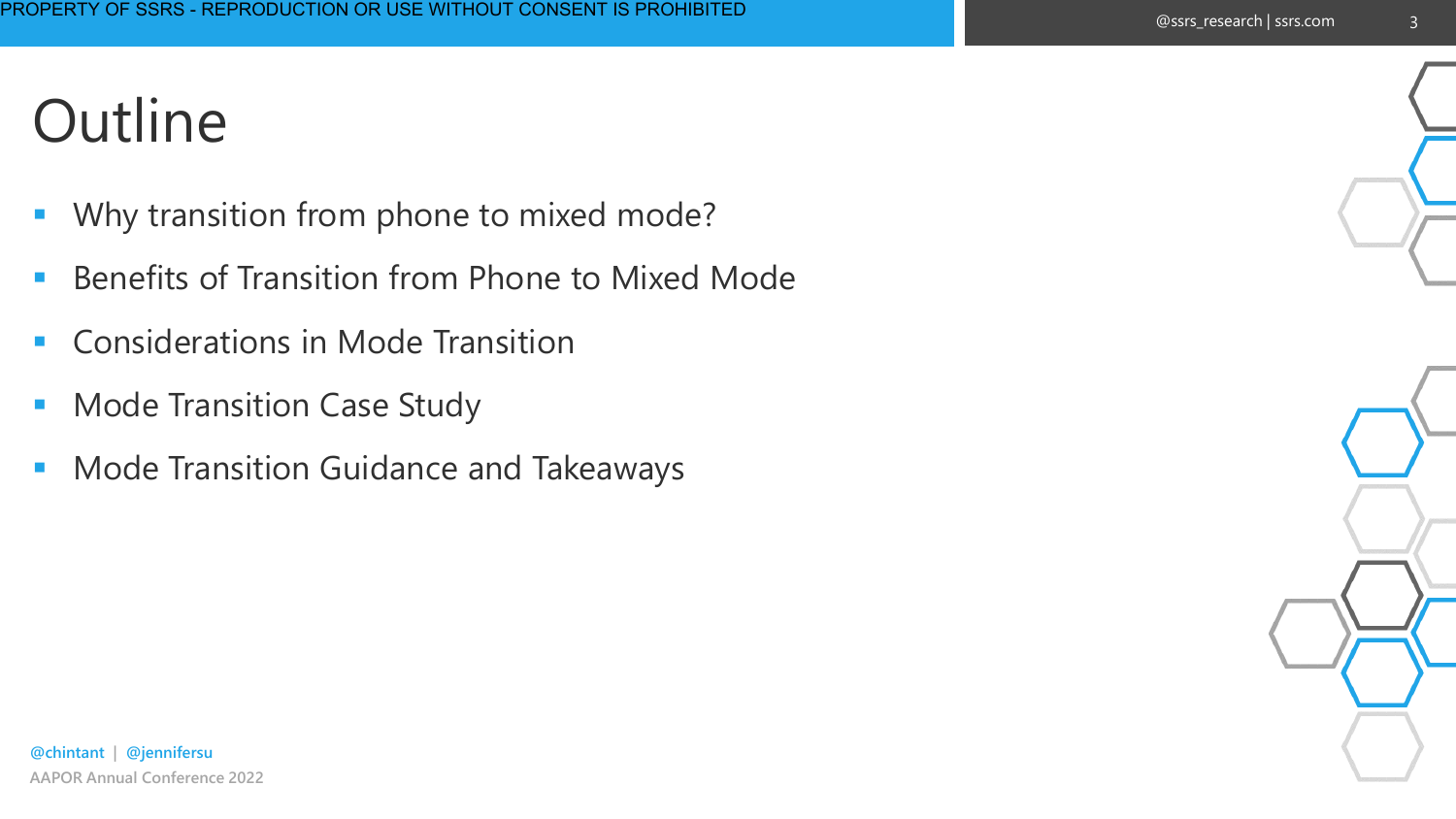# Outline

- Why transition from phone to mixed mode?
- Benefits of Transition from Phone to Mixed Mode
- Considerations in Mode Transition
- Mode Transition Case Study
- Mode Transition Guidance and Takeaways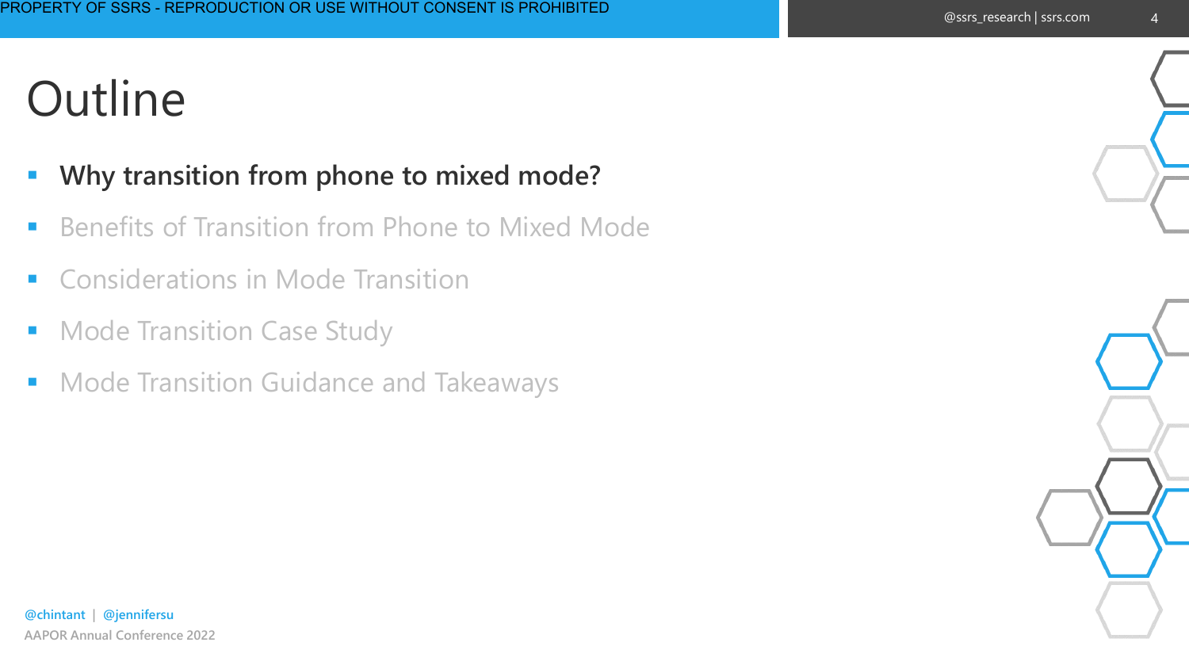# Outline

- **Why transition from phone to mixed mode?**
- Benefits of Transition from Phone to Mixed Mode
- Considerations in Mode Transition
- Mode Transition Case Study
- Mode Transition Guidance and Takeaways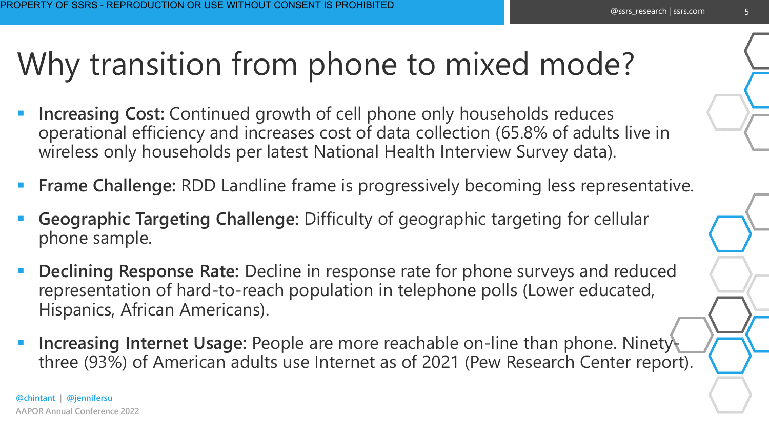# Why transition from phone to mixed mode?

- **Increasing Cost:** Continued growth of cell phone only households reduces operational efficiency and increases cost of data collection (65.8% of adults live in wireless only households per latest National Health Interview Survey data).
- **Frame Challenge:** RDD Landline frame is progressively becoming less representative.
- **Geographic Targeting Challenge:** Difficulty of geographic targeting for cellular phone sample.
- **Declining Response Rate:** Decline in response rate for phone surveys and reduced representation of hard-to-reach population in telephone polls (Lower educated, Hispanics, African Americans).
- **Increasing Internet Usage:** People are more reachable on-line than phone. Ninety-three (93%) of American adults use Internet as of 2021 (Pew Research Center report).

@chintant | @jennifersu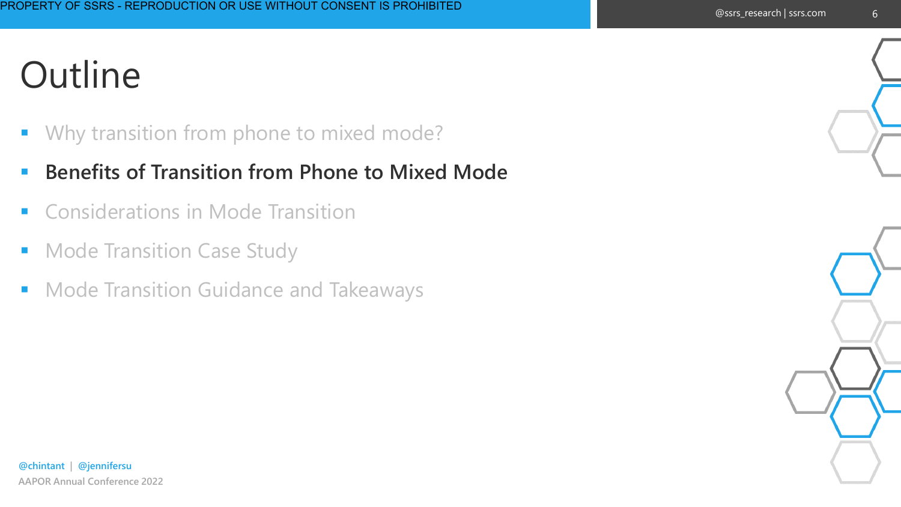# Outline

- Why transition from phone to mixed mode?
- **Benefits of Transition from Phone to Mixed Mode**
- Considerations in Mode Transition
- Mode Transition Case Study
- Mode Transition Guidance and Takeaways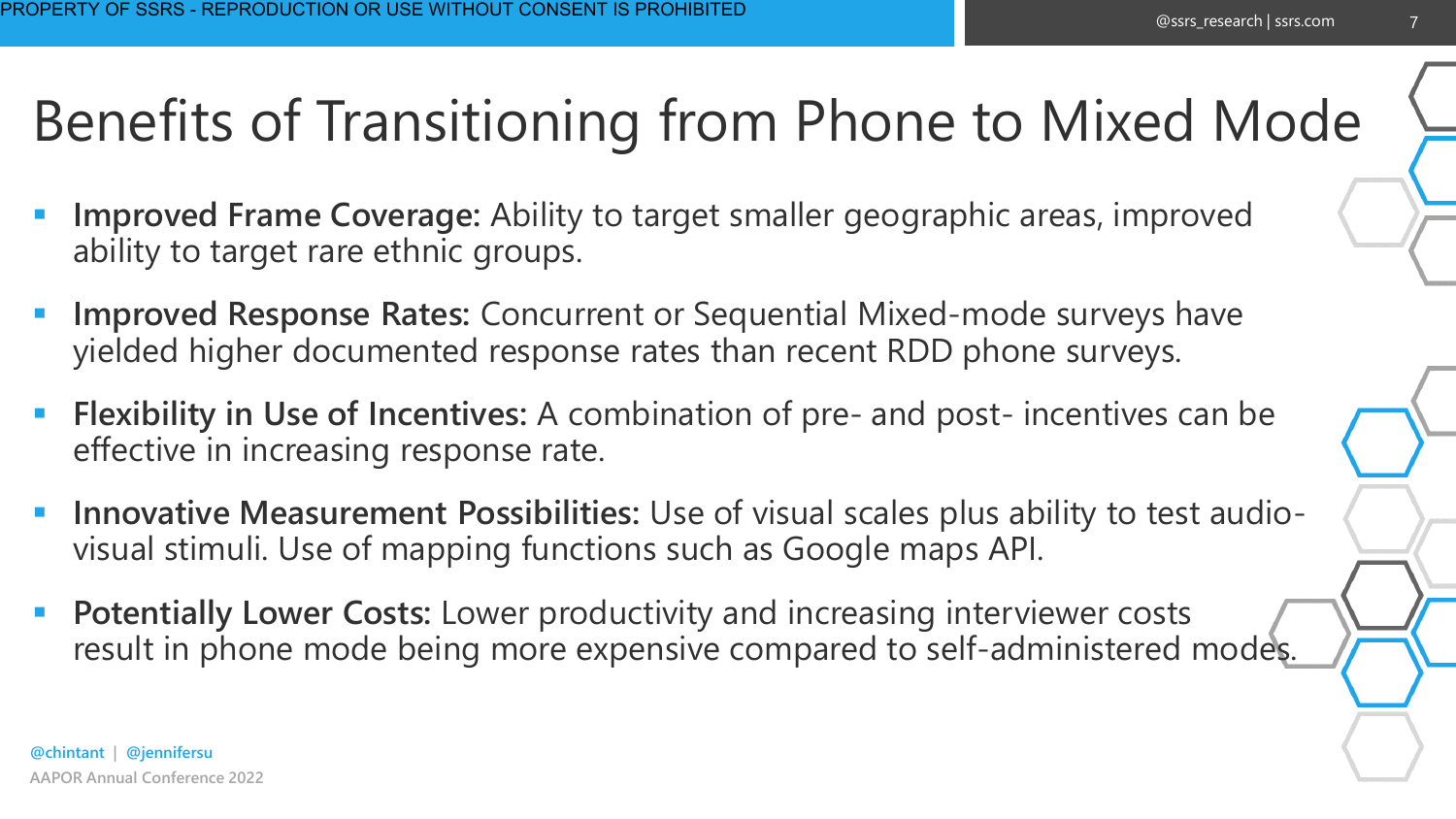# Benefits of Transitioning from Phone to Mixed Mode

- **Improved Frame Coverage:** Ability to target smaller geographic areas, improved ability to target rare ethnic groups.
- **Improved Response Rates:** Concurrent or Sequential Mixed-mode surveys have yielded higher documented response rates than recent RDD phone surveys.
- **Flexibility in Use of Incentives:** A combination of pre- and post- incentives can be effective in increasing response rate.
- **Innovative Measurement Possibilities:** Use of visual scales plus ability to test audio-visual stimuli. Use of mapping functions such as Google maps API.
- **Potentially Lower Costs:** Lower productivity and increasing interviewer costs result in phone mode being more expensive compared to self-administered modes.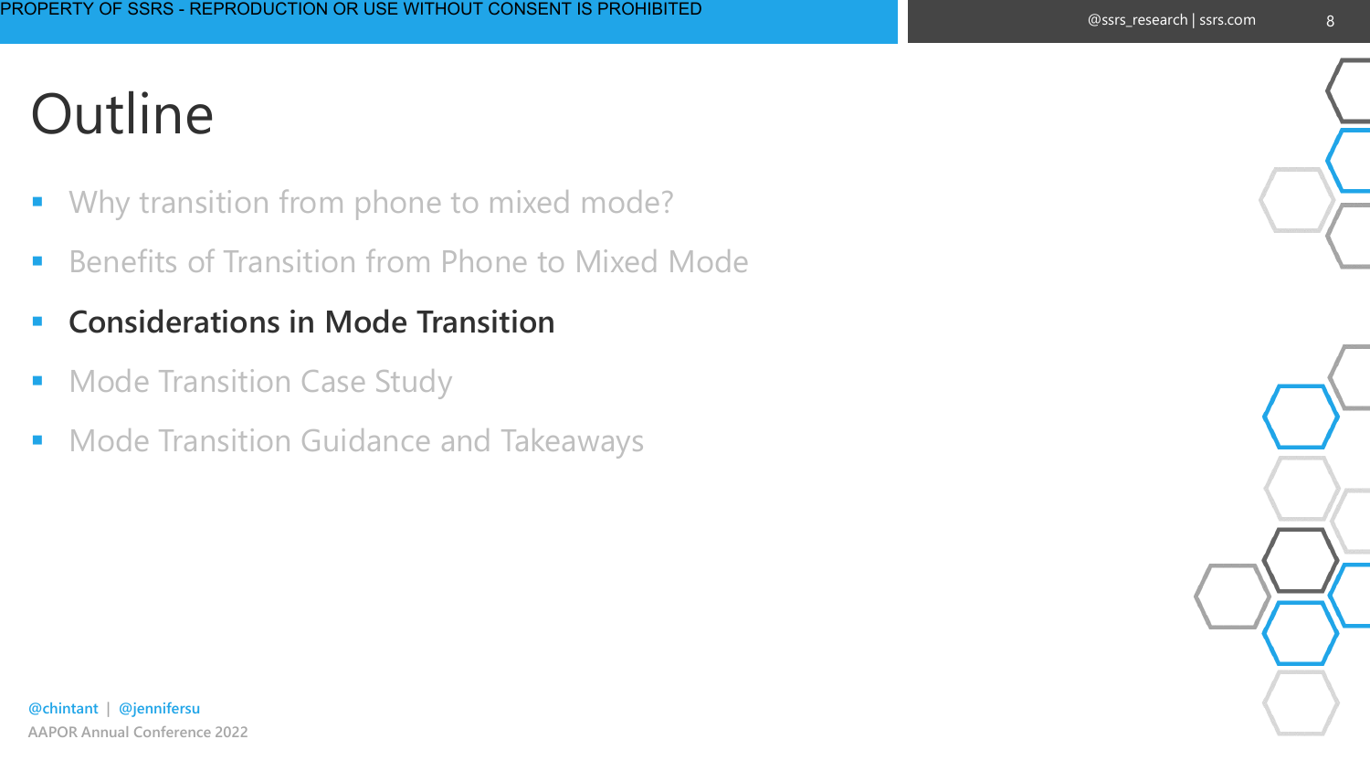# Outline

- Why transition from phone to mixed mode?
- Benefits of Transition from Phone to Mixed Mode
- **Considerations in Mode Transition**
- Mode Transition Case Study
- Mode Transition Guidance and Takeaways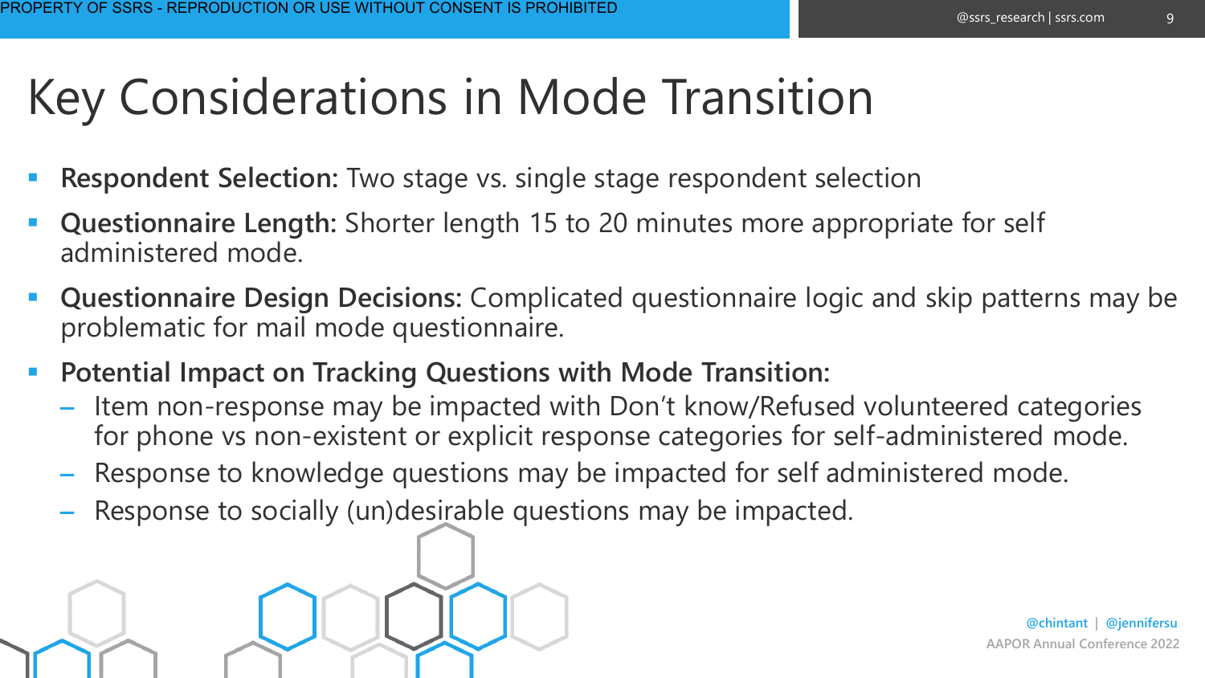# Key Considerations in Mode Transition

- **Respondent Selection:** Two stage vs. single stage respondent selection
- **Questionnaire Length:** Shorter length 15 to 20 minutes more appropriate for self administered mode.
- **Questionnaire Design Decisions:** Complicated questionnaire logic and skip patterns may be problematic for mail mode questionnaire.
- **Potential Impact on Tracking Questions with Mode Transition:**
  - Item non-response may be impacted with Don't know/Refused volunteered categories for phone vs non-existent or explicit response categories for self-administered mode.
  - Response to knowledge questions may be impacted for self administered mode.
  - Response to socially (un)desirable questions may be impacted.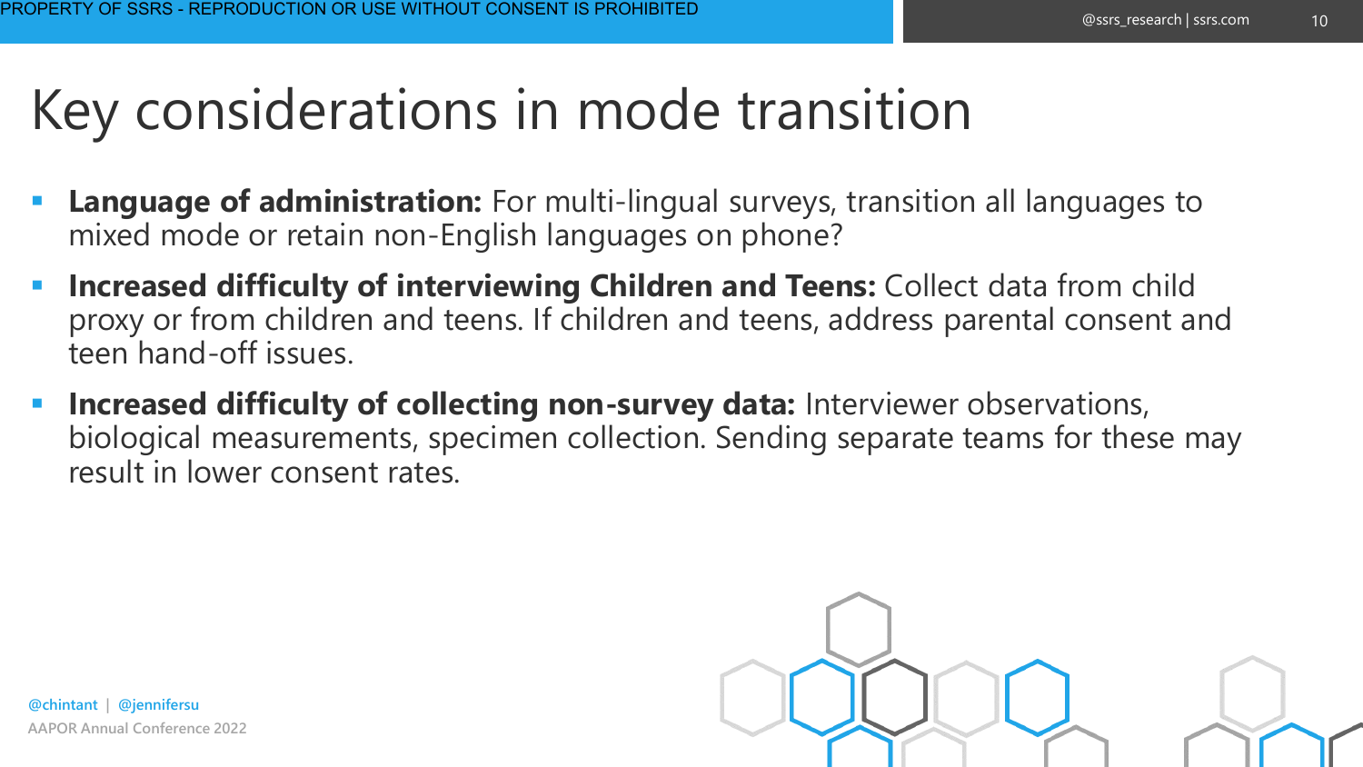# Key considerations in mode transition

- **Language of administration:** For multi-lingual surveys, transition all languages to mixed mode or retain non-English languages on phone?
- **Increased difficulty of interviewing Children and Teens:** Collect data from child proxy or from children and teens. If children and teens, address parental consent and teen hand-off issues.
- **Increased difficulty of collecting non-survey data:** Interviewer observations, biological measurements, specimen collection. Sending separate teams for these may result in lower consent rates.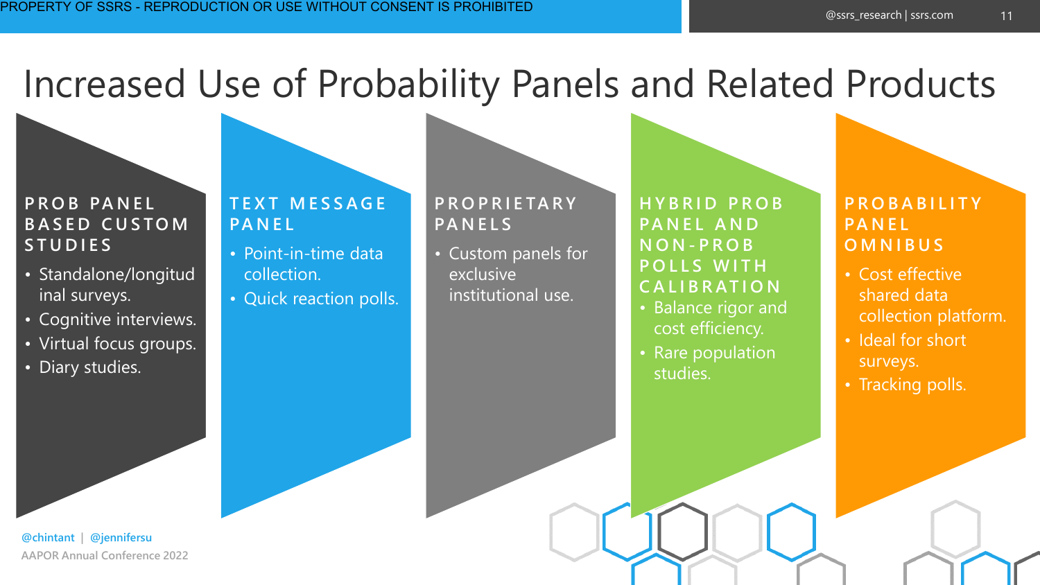# Increased Use of Probability Panels and Related Products

### PROB PANEL BASED CUSTOM STUDIES

- Standalone/longitudinal surveys.
- Cognitive interviews.
- Virtual focus groups.
- Diary studies.

### TEXT MESSAGE PANEL

- Point-in-time data collection.
- Quick reaction polls.

### PROPRIETARY PANELS

- Custom panels for exclusive institutional use.

### HYBRID PROB PANEL AND NON-PROB POLLS WITH CALIBRATION

- Balance rigor and cost efficiency.
- Rare population studies.

### PROBABILITY PANEL OMNIBUS

- Cost effective shared data collection platform.
- Ideal for short surveys.
- Tracking polls.

@chintant | @jennifersu

AAPOR Annual Conference 2022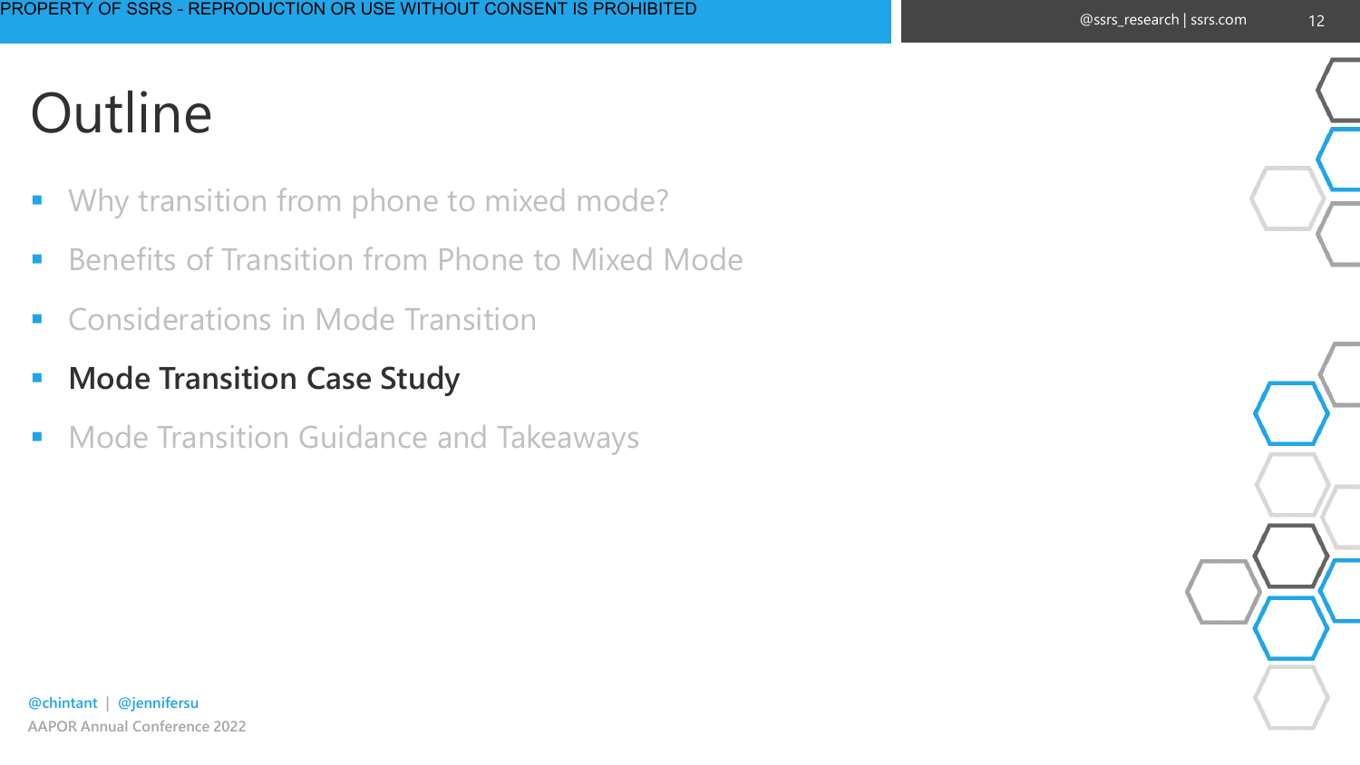# Outline

- Why transition from phone to mixed mode?
- Benefits of Transition from Phone to Mixed Mode
- Considerations in Mode Transition
- **Mode Transition Case Study**
- Mode Transition Guidance and Takeaways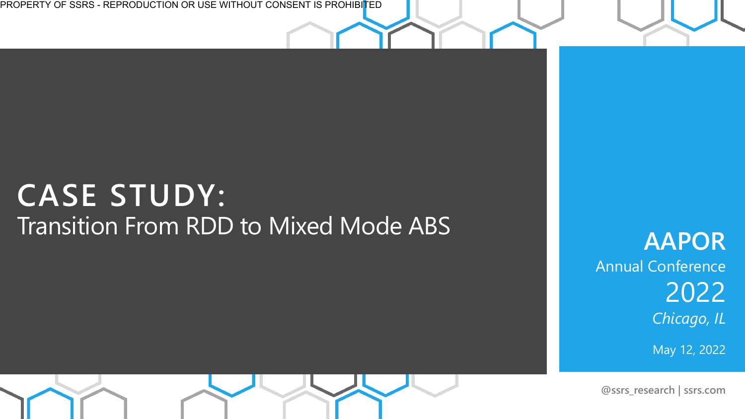# CASE STUDY:

## Transition From RDD to Mixed Mode ABS

**AAPOR**

Annual Conference

2022

*Chicago, IL*

May 12, 2022

**@ssrs_research | ssrs.com**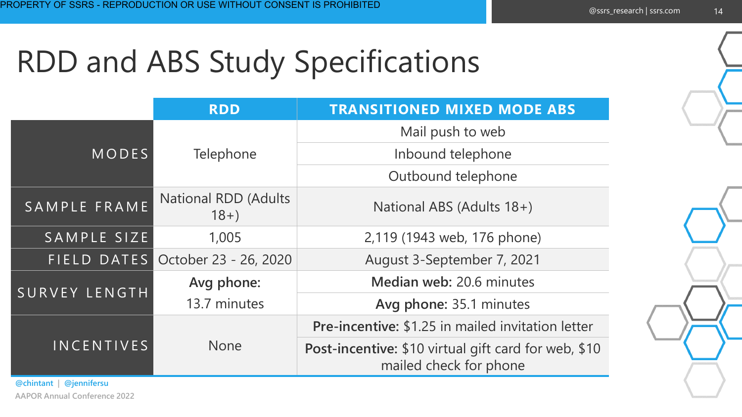# RDD and ABS Study Specifications

| | RDD | TRANSITIONED MIXED MODE ABS |
|---|---|---|
| MODES | Telephone | Mail push to web |
| | | Inbound telephone |
| | | Outbound telephone |
| SAMPLE FRAME | National RDD (Adults 18+) | National ABS (Adults 18+) |
| SAMPLE SIZE | 1,005 | 2,119 (1943 web, 176 phone) |
| FIELD DATES | October 23 - 26, 2020 | August 3-September 7, 2021 |
| SURVEY LENGTH | **Avg phone:** 13.7 minutes | **Median web:** 20.6 minutes |
| | | **Avg phone:** 35.1 minutes |
| INCENTIVES | None | **Pre-incentive:** $1.25 in mailed invitation letter |
| | | **Post-incentive:** $10 virtual gift card for web, $10 mailed check for phone |

@chintant | @jennifersu

AAPOR Annual Conference 2022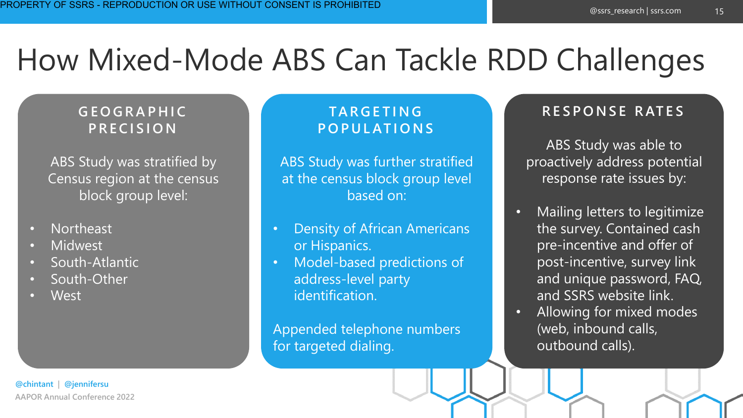# How Mixed-Mode ABS Can Tackle RDD Challenges

## GEOGRAPHIC PRECISION

ABS Study was stratified by Census region at the census block group level:

- Northeast
- Midwest
- South-Atlantic
- South-Other
- West

## TARGETING POPULATIONS

ABS Study was further stratified at the census block group level based on:

- Density of African Americans or Hispanics.
- Model-based predictions of address-level party identification.

Appended telephone numbers for targeted dialing.

## RESPONSE RATES

ABS Study was able to proactively address potential response rate issues by:

- Mailing letters to legitimize the survey. Contained cash pre-incentive and offer of post-incentive, survey link and unique password, FAQ, and SSRS website link.
- Allowing for mixed modes (web, inbound calls, outbound calls).

@chintant | @jennifersu

AAPOR Annual Conference 2022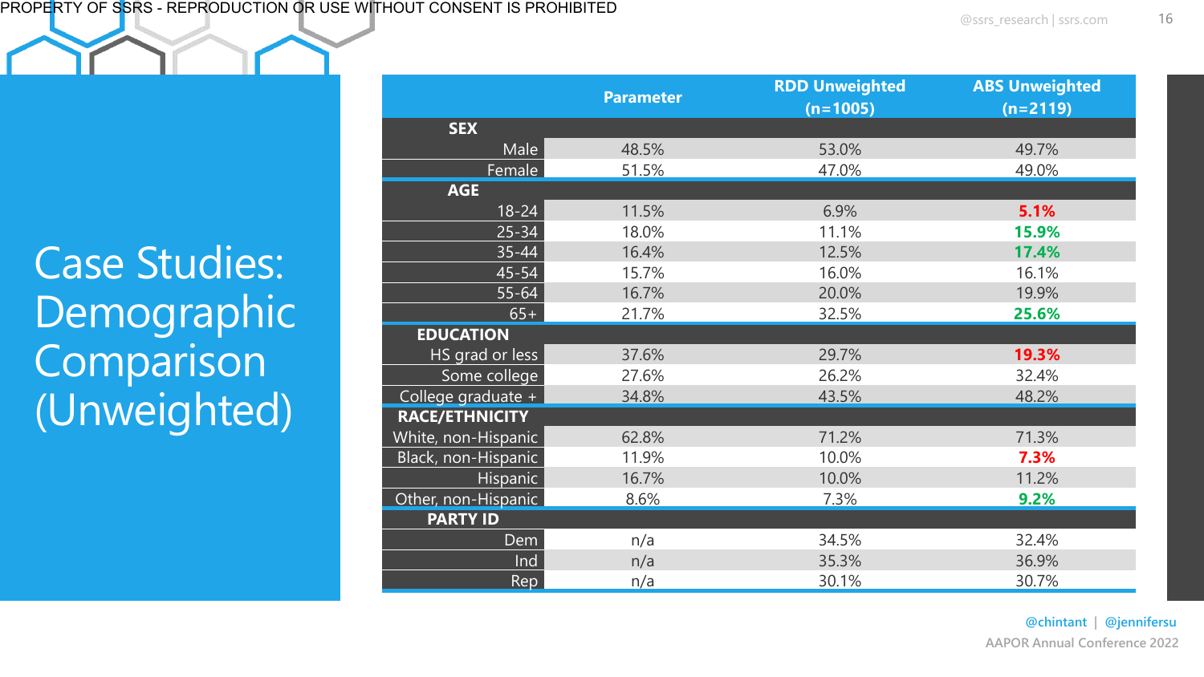PROPERTY OF SSRS - REPRODUCTION OR USE WITHOUT CONSENT IS PROHIBITED

# Case Studies: Demographic Comparison (Unweighted)

| | Parameter | RDD Unweighted (n=1005) | ABS Unweighted (n=2119) |
|---|---|---|---|
| **SEX** | | | |
| Male | 48.5% | 53.0% | 49.7% |
| Female | 51.5% | 47.0% | 49.0% |
| **AGE** | | | |
| 18-24 | 11.5% | 6.9% | **5.1%** |
| 25-34 | 18.0% | 11.1% | **15.9%** |
| 35-44 | 16.4% | 12.5% | **17.4%** |
| 45-54 | 15.7% | 16.0% | 16.1% |
| 55-64 | 16.7% | 20.0% | 19.9% |
| 65+ | 21.7% | 32.5% | **25.6%** |
| **EDUCATION** | | | |
| HS grad or less | 37.6% | 29.7% | **19.3%** |
| Some college | 27.6% | 26.2% | 32.4% |
| College graduate + | 34.8% | 43.5% | 48.2% |
| **RACE/ETHNICITY** | | | |
| White, non-Hispanic | 62.8% | 71.2% | 71.3% |
| Black, non-Hispanic | 11.9% | 10.0% | **7.3%** |
| Hispanic | 16.7% | 10.0% | 11.2% |
| Other, non-Hispanic | 8.6% | 7.3% | **9.2%** |
| **PARTY ID** | | | |
| Dem | n/a | 34.5% | 32.4% |
| Ind | n/a | 35.3% | 36.9% |
| Rep | n/a | 30.1% | 30.7% |

@chintant | @jennifersu

AAPOR Annual Conference 2022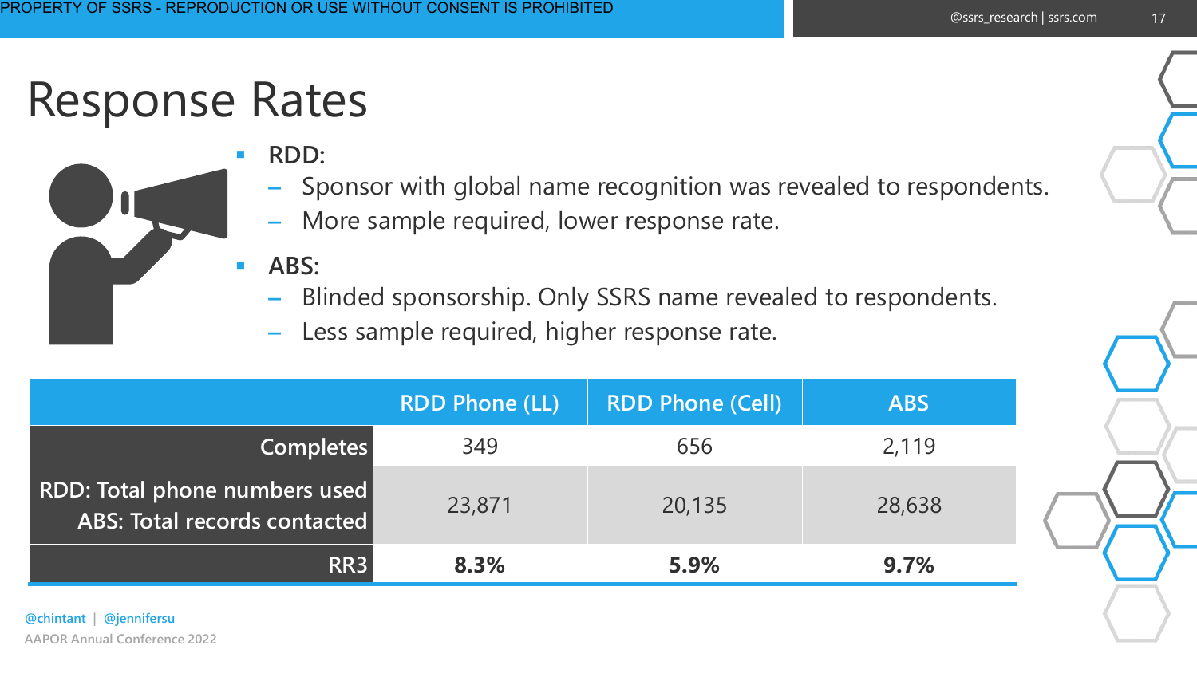# Response Rates

- **RDD:**
  - Sponsor with global name recognition was revealed to respondents.
  - More sample required, lower response rate.
- **ABS:**
  - Blinded sponsorship. Only SSRS name revealed to respondents.
  - Less sample required, higher response rate.

| | RDD Phone (LL) | RDD Phone (Cell) | ABS |
|---|---|---|---|
| Completes | 349 | 656 | 2,119 |
| RDD: Total phone numbers used<br>ABS: Total records contacted | 23,871 | 20,135 | 28,638 |
| RR3 | **8.3%** | **5.9%** | **9.7%** |

@chintant | @jennifersu

AAPOR Annual Conference 2022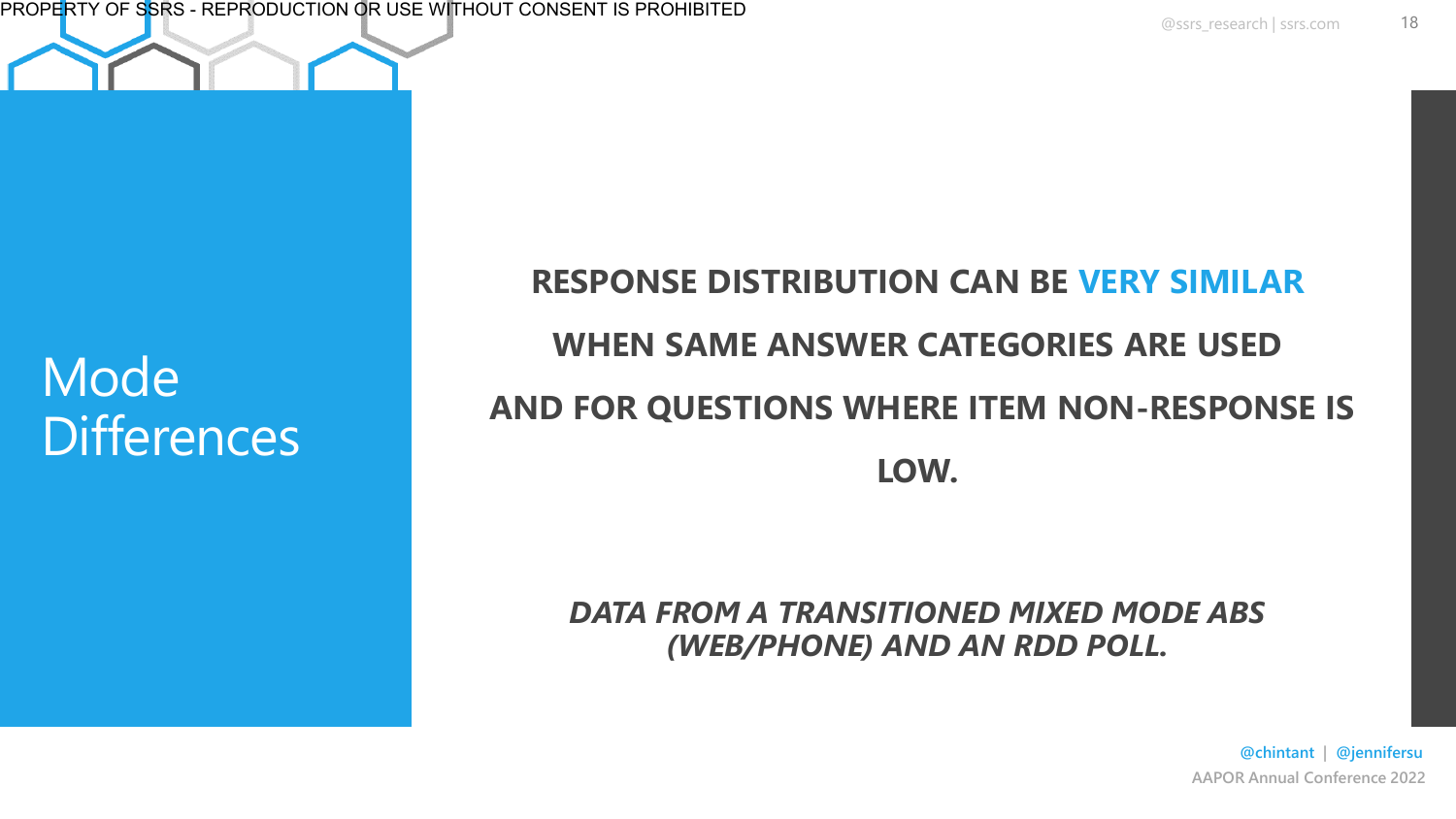# Mode Differences

**RESPONSE DISTRIBUTION CAN BE VERY SIMILAR WHEN SAME ANSWER CATEGORIES ARE USED AND FOR QUESTIONS WHERE ITEM NON-RESPONSE IS LOW.**

***DATA FROM A TRANSITIONED MIXED MODE ABS (WEB/PHONE) AND AN RDD POLL.***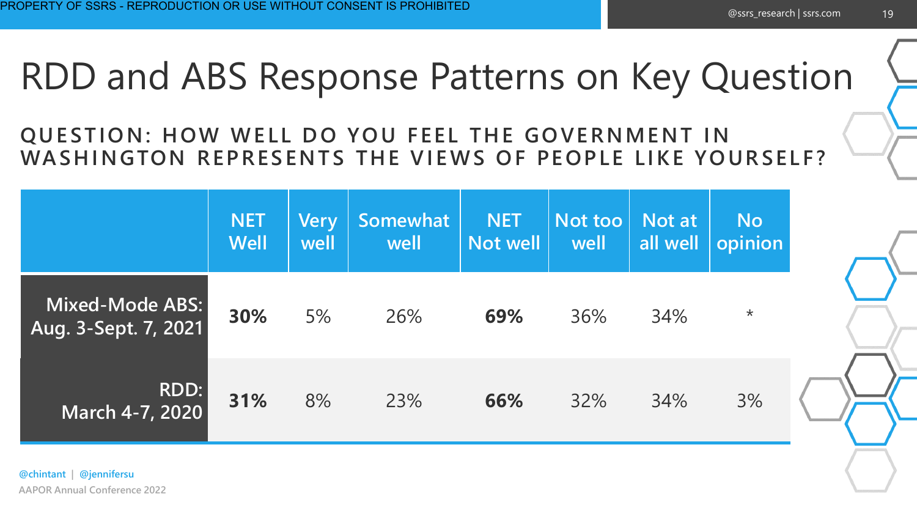# RDD and ABS Response Patterns on Key Question

## QUESTION: HOW WELL DO YOU FEEL THE GOVERNMENT IN WASHINGTON REPRESENTS THE VIEWS OF PEOPLE LIKE YOURSELF?

| | NET Well | Very well | Somewhat well | NET Not well | Not too well | Not at all well | No opinion |
|---|---|---|---|---|---|---|---|
| Mixed-Mode ABS: Aug. 3-Sept. 7, 2021 | **30%** | 5% | 26% | **69%** | 36% | 34% | * |
| RDD: March 4-7, 2020 | **31%** | 8% | 23% | **66%** | 32% | 34% | 3% |

@chintant | @jennifersu

AAPOR Annual Conference 2022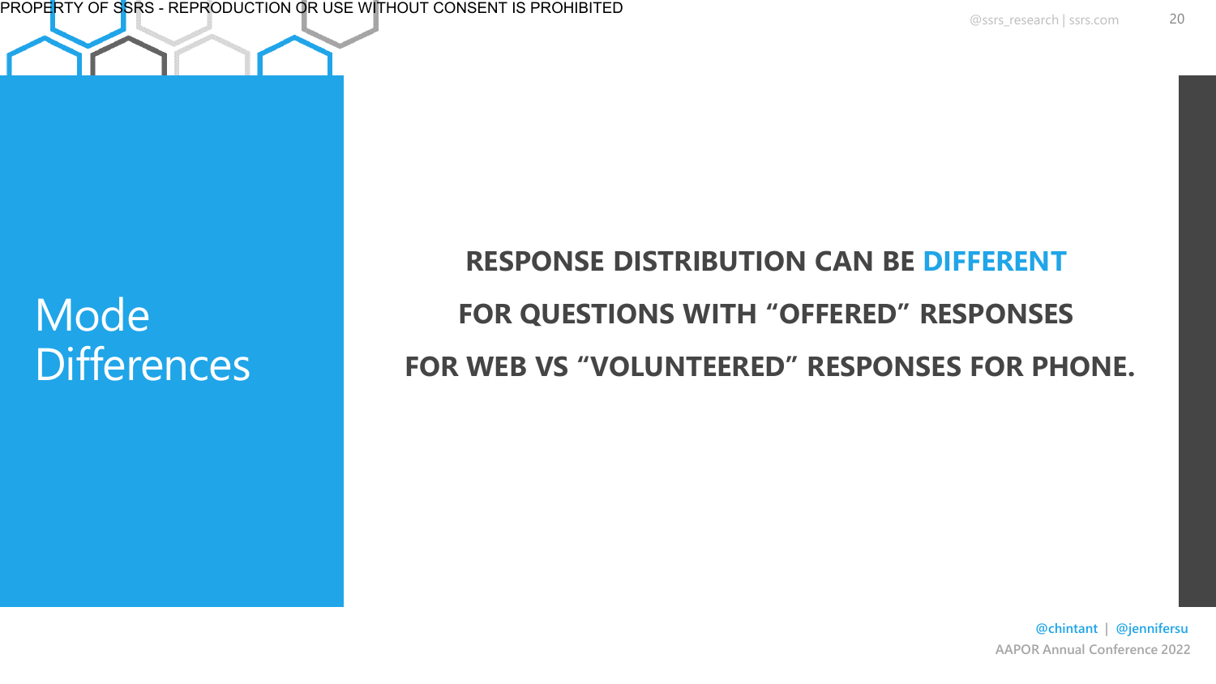# Mode Differences

**RESPONSE DISTRIBUTION CAN BE DIFFERENT**

**FOR QUESTIONS WITH "OFFERED" RESPONSES**

**FOR WEB VS "VOLUNTEERED" RESPONSES FOR PHONE.**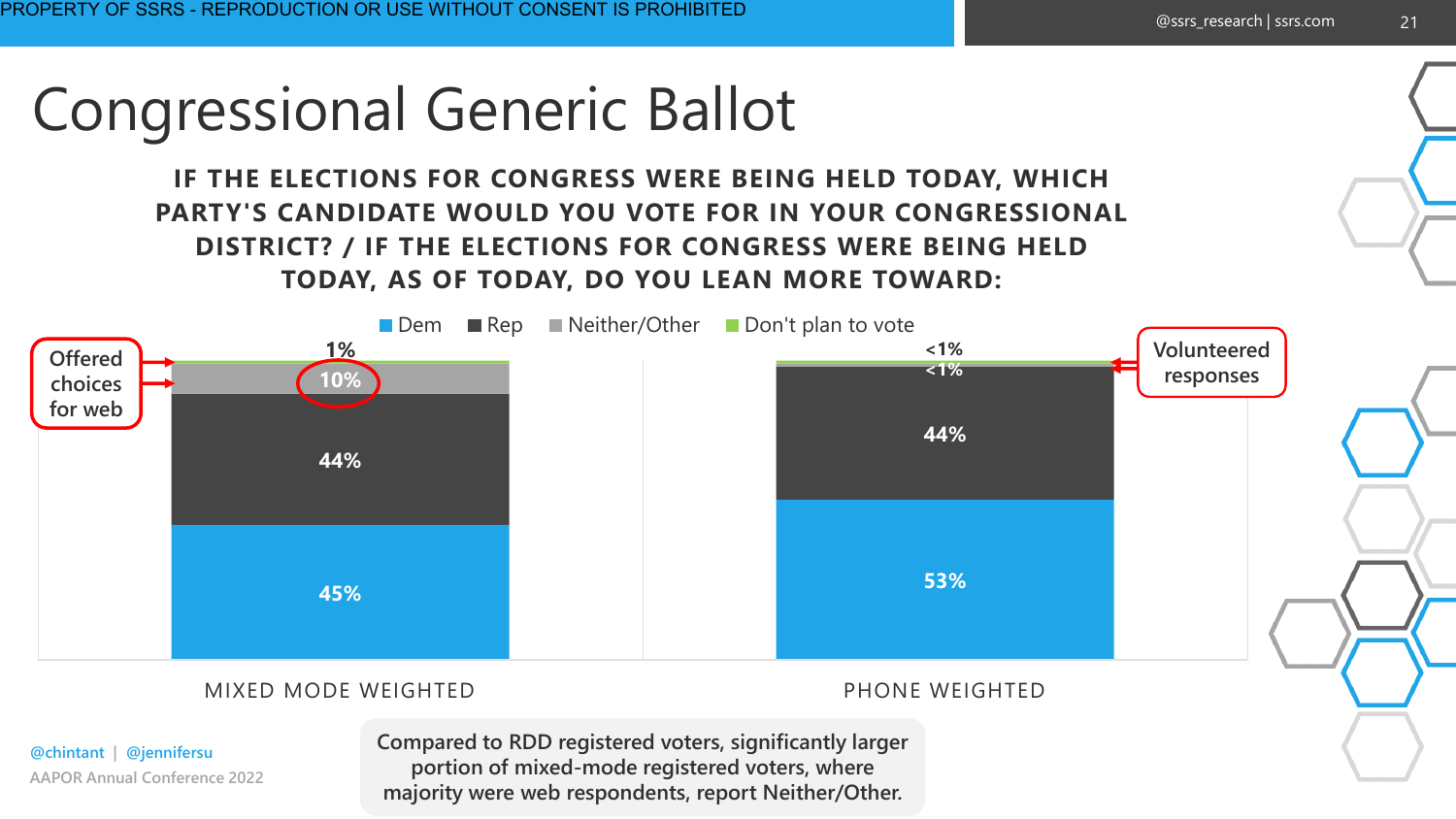# Congressional Generic Ballot

**IF THE ELECTIONS FOR CONGRESS WERE BEING HELD TODAY, WHICH PARTY'S CANDIDATE WOULD YOU VOTE FOR IN YOUR CONGRESSIONAL DISTRICT? / IF THE ELECTIONS FOR CONGRESS WERE BEING HELD TODAY, AS OF TODAY, DO YOU LEAN MORE TOWARD:**

| | MIXED MODE WEIGHTED | PHONE WEIGHTED |
|---|---|---|
| Dem | 45% | 53% |
| Rep | 44% | 44% |
| Neither/Other | 10% | <1% |
| Don't plan to vote | 1% | <1% |

Offered choices for web

Volunteered responses

Compared to RDD registered voters, significantly larger portion of mixed-mode registered voters, where majority were web respondents, report Neither/Other.

@chintant | @jennifersu

AAPOR Annual Conference 2022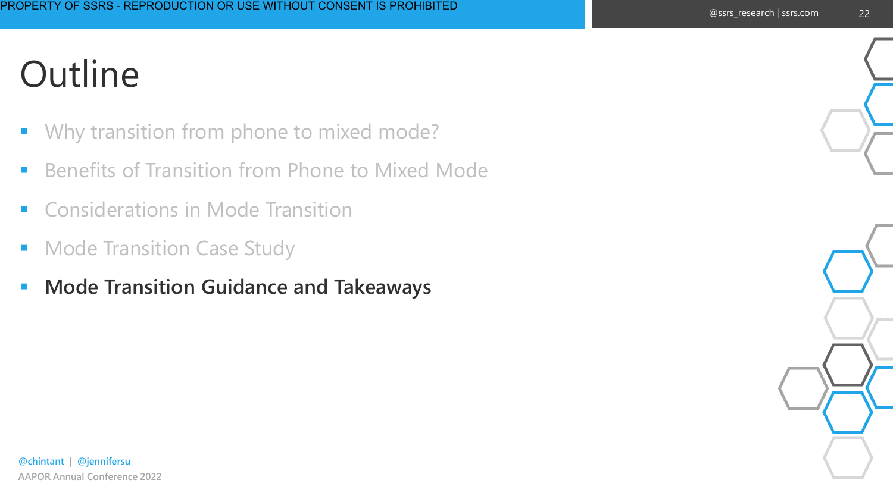# Outline

- Why transition from phone to mixed mode?
- Benefits of Transition from Phone to Mixed Mode
- Considerations in Mode Transition
- Mode Transition Case Study
- **Mode Transition Guidance and Takeaways**

@chintant | @jennifersu

AAPOR Annual Conference 2022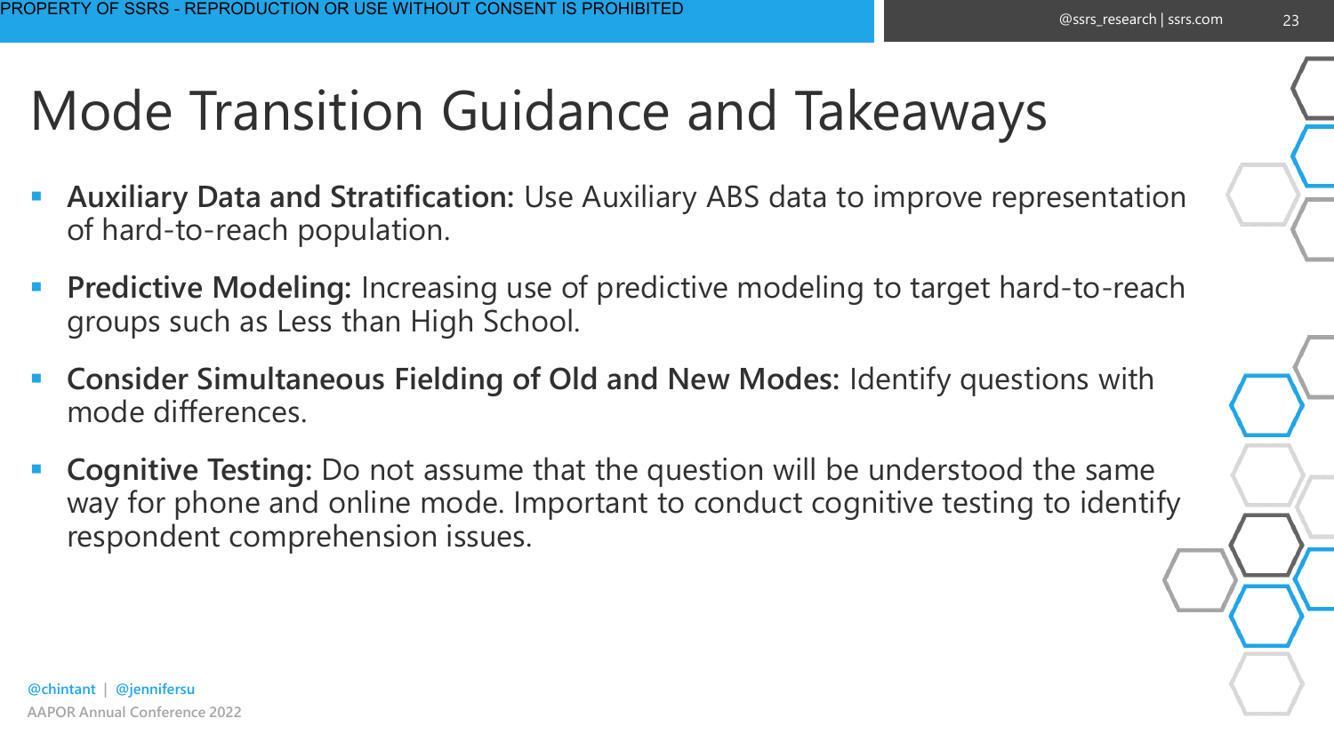# Mode Transition Guidance and Takeaways

- **Auxiliary Data and Stratification:** Use Auxiliary ABS data to improve representation of hard-to-reach population.
- **Predictive Modeling:** Increasing use of predictive modeling to target hard-to-reach groups such as Less than High School.
- **Consider Simultaneous Fielding of Old and New Modes:** Identify questions with mode differences.
- **Cognitive Testing:** Do not assume that the question will be understood the same way for phone and online mode. Important to conduct cognitive testing to identify respondent comprehension issues.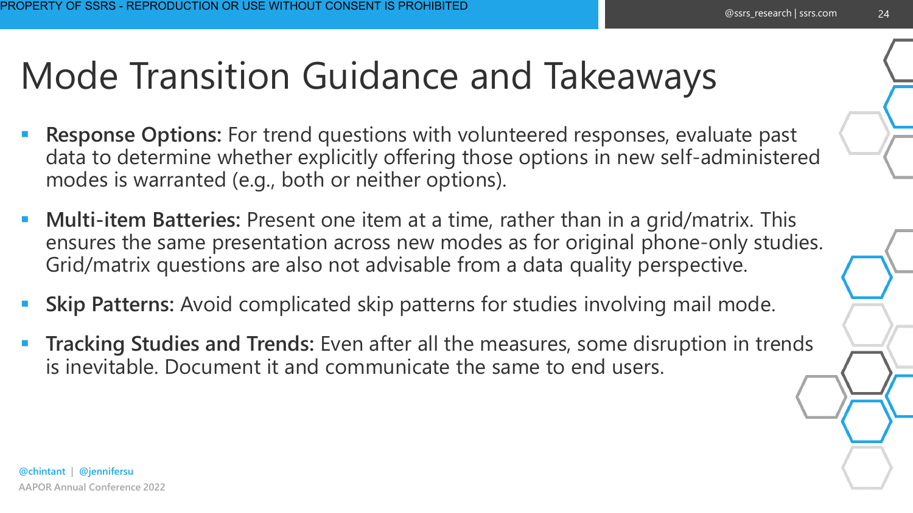# Mode Transition Guidance and Takeaways

- **Response Options:** For trend questions with volunteered responses, evaluate past data to determine whether explicitly offering those options in new self-administered modes is warranted (e.g., both or neither options).
- **Multi-item Batteries:** Present one item at a time, rather than in a grid/matrix. This ensures the same presentation across new modes as for original phone-only studies. Grid/matrix questions are also not advisable from a data quality perspective.
- **Skip Patterns:** Avoid complicated skip patterns for studies involving mail mode.
- **Tracking Studies and Trends:** Even after all the measures, some disruption in trends is inevitable. Document it and communicate the same to end users.

@chintant | @jennifersu

AAPOR Annual Conference 2022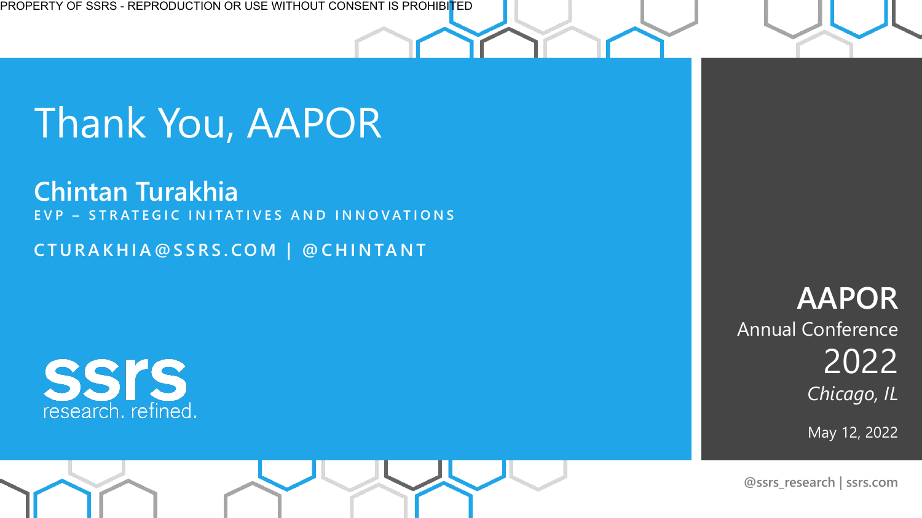PROPERTY OF SSRS - REPRODUCTION OR USE WITHOUT CONSENT IS PROHIBITED

# Thank You, AAPOR

**Chintan Turakhia**

EVP – STRATEGIC INITATIVES AND INNOVATIONS

CTURAKHIA@SSRS.COM | @CHINTANT

ssrs
research. refined.

**AAPOR**
Annual Conference
2022
*Chicago, IL*

May 12, 2022

@ssrs_research | ssrs.com